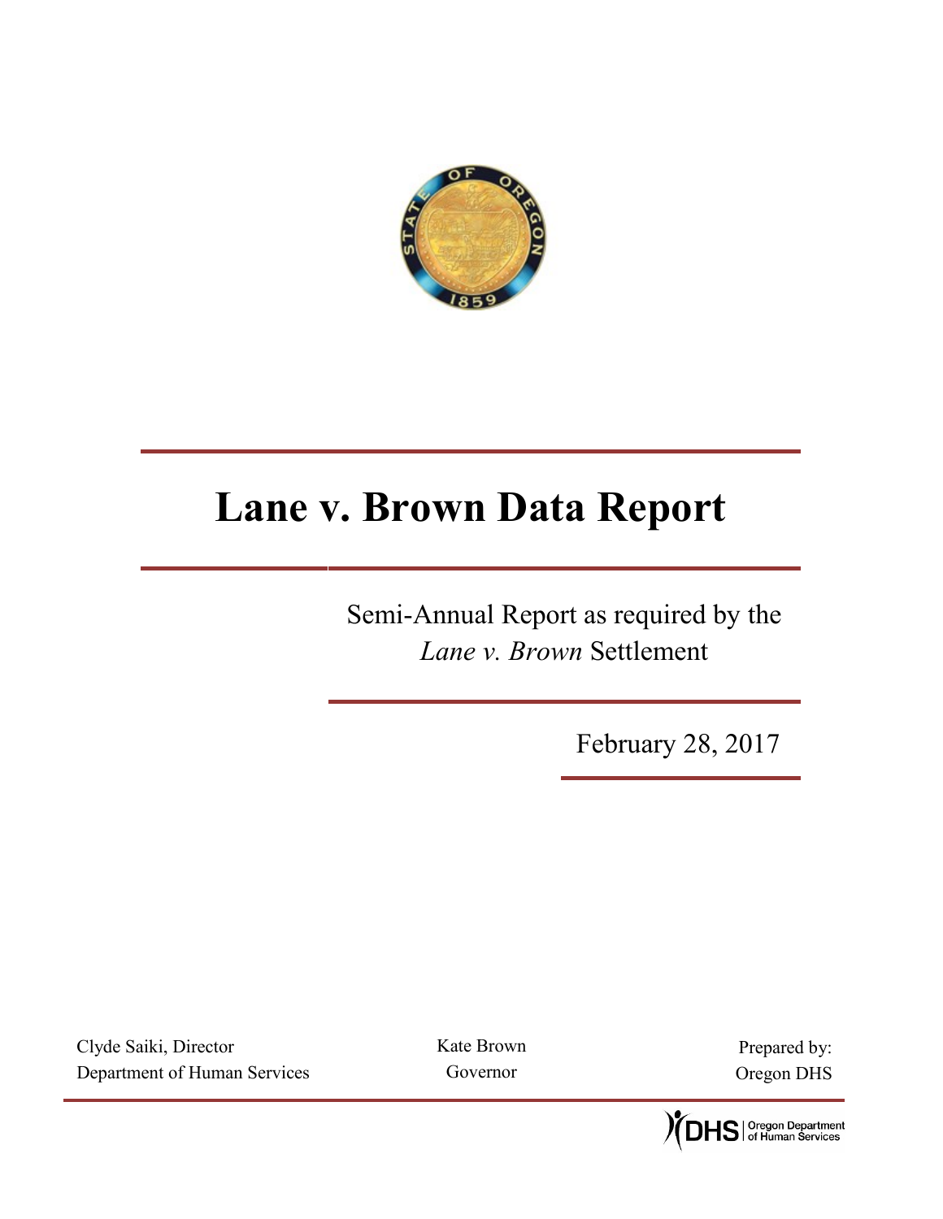# Lane v. Brown Data Report

Semi-Annual Report as required by the *Lane v. Brown* Settlement

February 28, 2017

Clyde Saiki, Director
Department of Human Services

Kate Brown
Governor

Prepared by:
Oregon DHS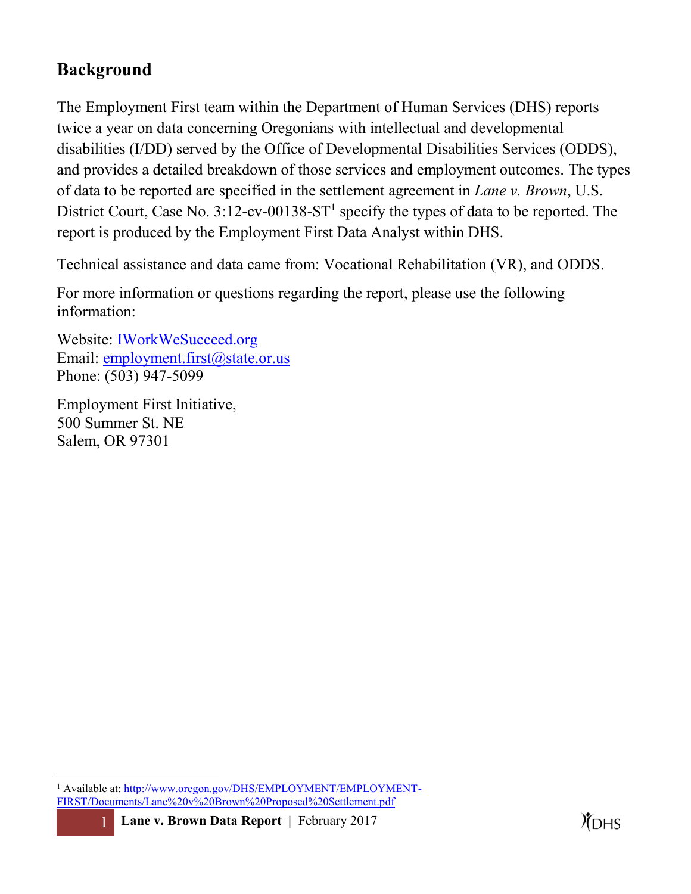## Background

The Employment First team within the Department of Human Services (DHS) reports twice a year on data concerning Oregonians with intellectual and developmental disabilities (I/DD) served by the Office of Developmental Disabilities Services (ODDS), and provides a detailed breakdown of those services and employment outcomes. The types of data to be reported are specified in the settlement agreement in *Lane v. Brown*, U.S. District Court, Case No. 3:12-cv-00138-ST[1] specify the types of data to be reported. The report is produced by the Employment First Data Analyst within DHS.

Technical assistance and data came from: Vocational Rehabilitation (VR), and ODDS.

For more information or questions regarding the report, please use the following information:

Website: [IWorkWeSucceed.org](IWorkWeSucceed.org)
Email: [employment.first@state.or.us](mailto:employment.first@state.or.us)
Phone: (503) 947-5099

Employment First Initiative,
500 Summer St. NE
Salem, OR 97301

---

[1] Available at: [http://www.oregon.gov/DHS/EMPLOYMENT/EMPLOYMENT-FIRST/Documents/Lane%20v%20Brown%20Proposed%20Settlement.pdf](http://www.oregon.gov/DHS/EMPLOYMENT/EMPLOYMENT-FIRST/Documents/Lane%20v%20Brown%20Proposed%20Settlement.pdf)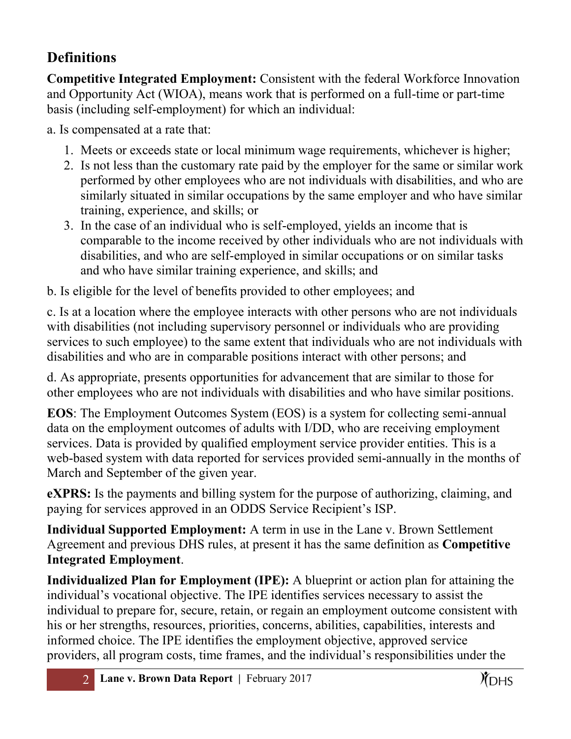## Definitions

**Competitive Integrated Employment:** Consistent with the federal Workforce Innovation and Opportunity Act (WIOA), means work that is performed on a full-time or part-time basis (including self-employment) for which an individual:

a. Is compensated at a rate that:

1. Meets or exceeds state or local minimum wage requirements, whichever is higher;
2. Is not less than the customary rate paid by the employer for the same or similar work performed by other employees who are not individuals with disabilities, and who are similarly situated in similar occupations by the same employer and who have similar training, experience, and skills; or
3. In the case of an individual who is self-employed, yields an income that is comparable to the income received by other individuals who are not individuals with disabilities, and who are self-employed in similar occupations or on similar tasks and who have similar training experience, and skills; and

b. Is eligible for the level of benefits provided to other employees; and

c. Is at a location where the employee interacts with other persons who are not individuals with disabilities (not including supervisory personnel or individuals who are providing services to such employee) to the same extent that individuals who are not individuals with disabilities and who are in comparable positions interact with other persons; and

d. As appropriate, presents opportunities for advancement that are similar to those for other employees who are not individuals with disabilities and who have similar positions.

**EOS**: The Employment Outcomes System (EOS) is a system for collecting semi-annual data on the employment outcomes of adults with I/DD, who are receiving employment services. Data is provided by qualified employment service provider entities. This is a web-based system with data reported for services provided semi-annually in the months of March and September of the given year.

**eXPRS:** Is the payments and billing system for the purpose of authorizing, claiming, and paying for services approved in an ODDS Service Recipient's ISP.

**Individual Supported Employment:** A term in use in the Lane v. Brown Settlement Agreement and previous DHS rules, at present it has the same definition as **Competitive Integrated Employment**.

**Individualized Plan for Employment (IPE):** A blueprint or action plan for attaining the individual's vocational objective. The IPE identifies services necessary to assist the individual to prepare for, secure, retain, or regain an employment outcome consistent with his or her strengths, resources, priorities, concerns, abilities, capabilities, interests and informed choice. The IPE identifies the employment objective, approved service providers, all program costs, time frames, and the individual's responsibilities under the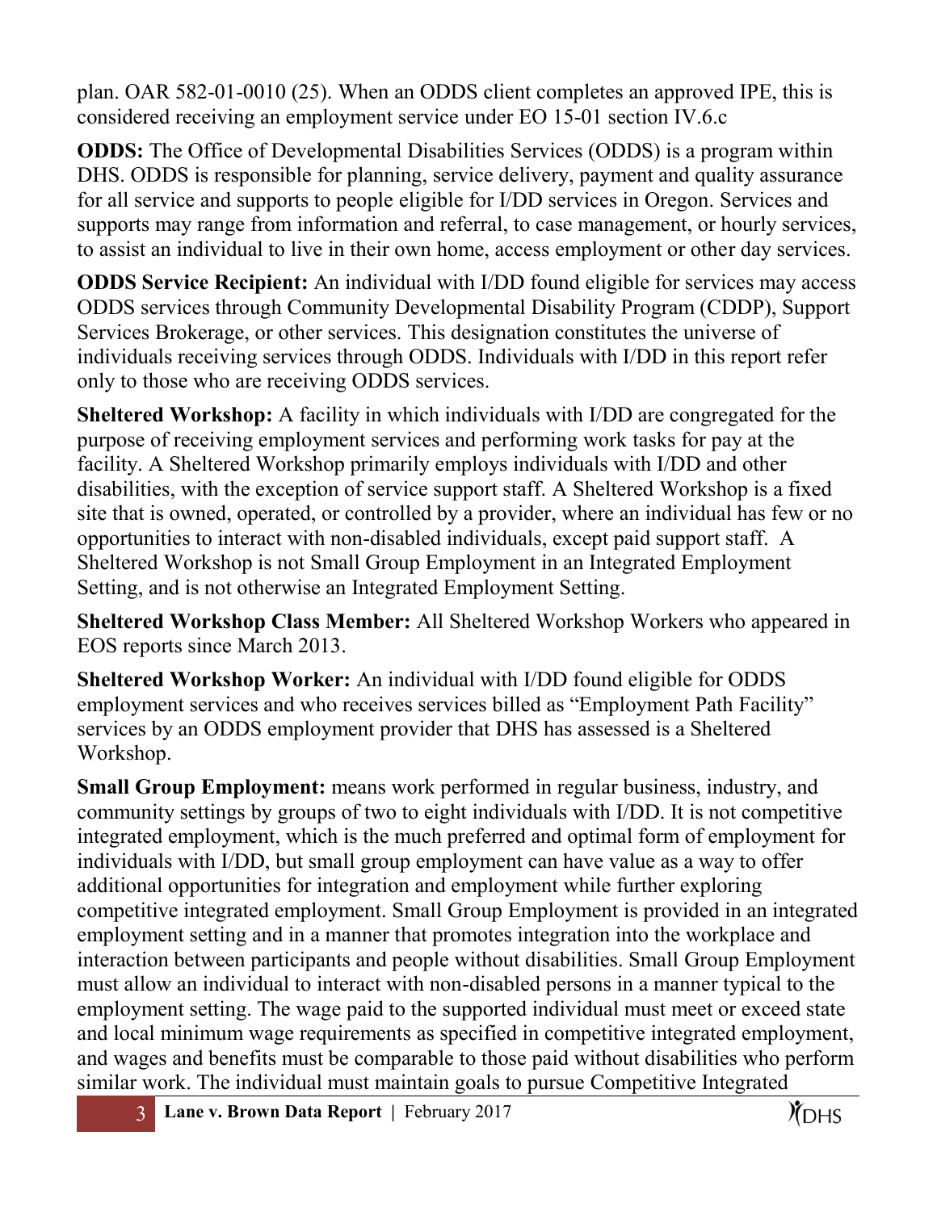plan. OAR 582-01-0010 (25). When an ODDS client completes an approved IPE, this is considered receiving an employment service under EO 15-01 section IV.6.c

**ODDS:** The Office of Developmental Disabilities Services (ODDS) is a program within DHS. ODDS is responsible for planning, service delivery, payment and quality assurance for all service and supports to people eligible for I/DD services in Oregon. Services and supports may range from information and referral, to case management, or hourly services, to assist an individual to live in their own home, access employment or other day services.

**ODDS Service Recipient:** An individual with I/DD found eligible for services may access ODDS services through Community Developmental Disability Program (CDDP), Support Services Brokerage, or other services. This designation constitutes the universe of individuals receiving services through ODDS. Individuals with I/DD in this report refer only to those who are receiving ODDS services.

**Sheltered Workshop:** A facility in which individuals with I/DD are congregated for the purpose of receiving employment services and performing work tasks for pay at the facility. A Sheltered Workshop primarily employs individuals with I/DD and other disabilities, with the exception of service support staff. A Sheltered Workshop is a fixed site that is owned, operated, or controlled by a provider, where an individual has few or no opportunities to interact with non-disabled individuals, except paid support staff. A Sheltered Workshop is not Small Group Employment in an Integrated Employment Setting, and is not otherwise an Integrated Employment Setting.

**Sheltered Workshop Class Member:** All Sheltered Workshop Workers who appeared in EOS reports since March 2013.

**Sheltered Workshop Worker:** An individual with I/DD found eligible for ODDS employment services and who receives services billed as "Employment Path Facility" services by an ODDS employment provider that DHS has assessed is a Sheltered Workshop.

**Small Group Employment:** means work performed in regular business, industry, and community settings by groups of two to eight individuals with I/DD. It is not competitive integrated employment, which is the much preferred and optimal form of employment for individuals with I/DD, but small group employment can have value as a way to offer additional opportunities for integration and employment while further exploring competitive integrated employment. Small Group Employment is provided in an integrated employment setting and in a manner that promotes integration into the workplace and interaction between participants and people without disabilities. Small Group Employment must allow an individual to interact with non-disabled persons in a manner typical to the employment setting. The wage paid to the supported individual must meet or exceed state and local minimum wage requirements as specified in competitive integrated employment, and wages and benefits must be comparable to those paid without disabilities who perform similar work. The individual must maintain goals to pursue Competitive Integrated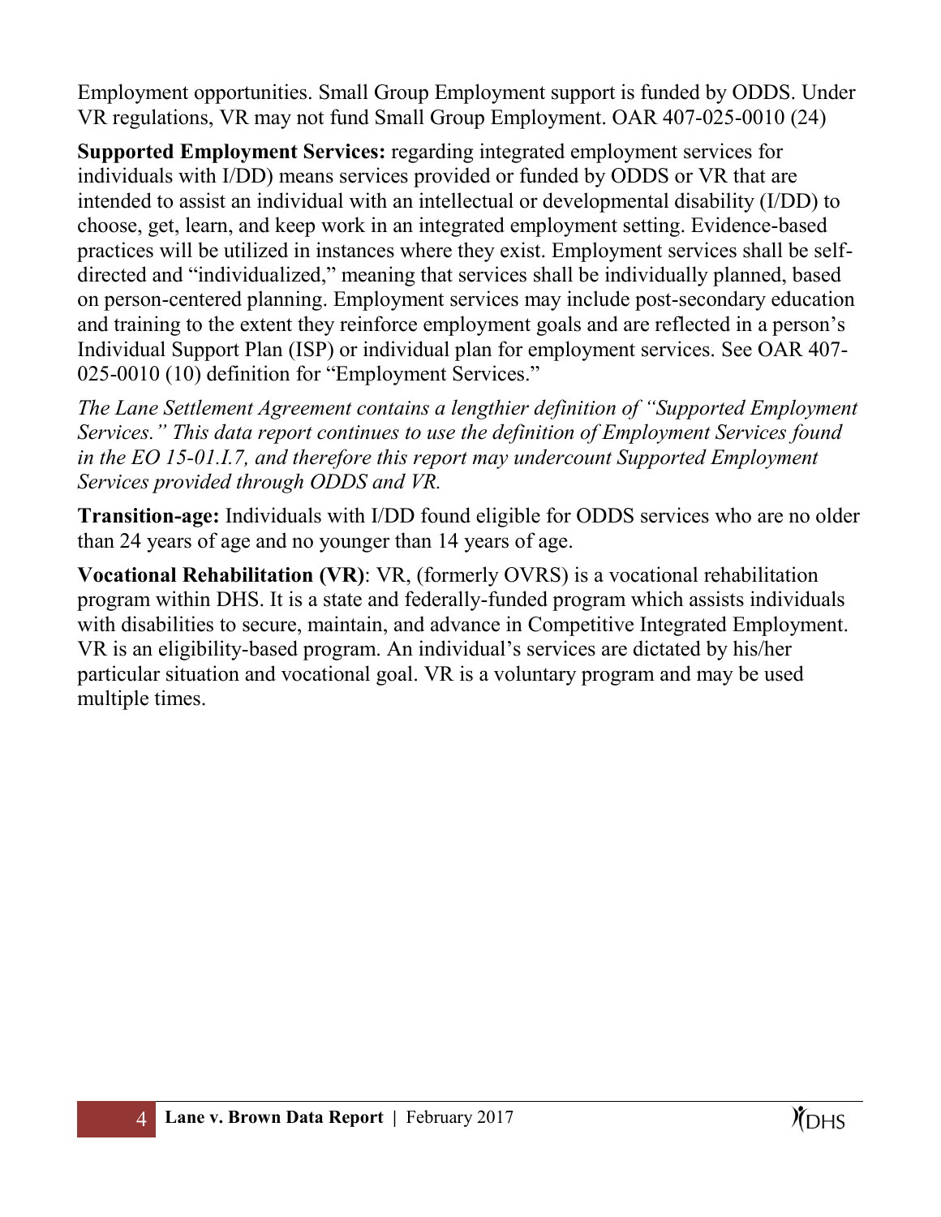Employment opportunities. Small Group Employment support is funded by ODDS. Under VR regulations, VR may not fund Small Group Employment. OAR 407-025-0010 (24)

**Supported Employment Services:** regarding integrated employment services for individuals with I/DD) means services provided or funded by ODDS or VR that are intended to assist an individual with an intellectual or developmental disability (I/DD) to choose, get, learn, and keep work in an integrated employment setting. Evidence-based practices will be utilized in instances where they exist. Employment services shall be self-directed and "individualized," meaning that services shall be individually planned, based on person-centered planning. Employment services may include post-secondary education and training to the extent they reinforce employment goals and are reflected in a person's Individual Support Plan (ISP) or individual plan for employment services. See OAR 407-025-0010 (10) definition for "Employment Services."

*The Lane Settlement Agreement contains a lengthier definition of "Supported Employment Services." This data report continues to use the definition of Employment Services found in the EO 15-01.I.7, and therefore this report may undercount Supported Employment Services provided through ODDS and VR.*

**Transition-age:** Individuals with I/DD found eligible for ODDS services who are no older than 24 years of age and no younger than 14 years of age.

**Vocational Rehabilitation (VR)**: VR, (formerly OVRS) is a vocational rehabilitation program within DHS. It is a state and federally-funded program which assists individuals with disabilities to secure, maintain, and advance in Competitive Integrated Employment. VR is an eligibility-based program. An individual's services are dictated by his/her particular situation and vocational goal. VR is a voluntary program and may be used multiple times.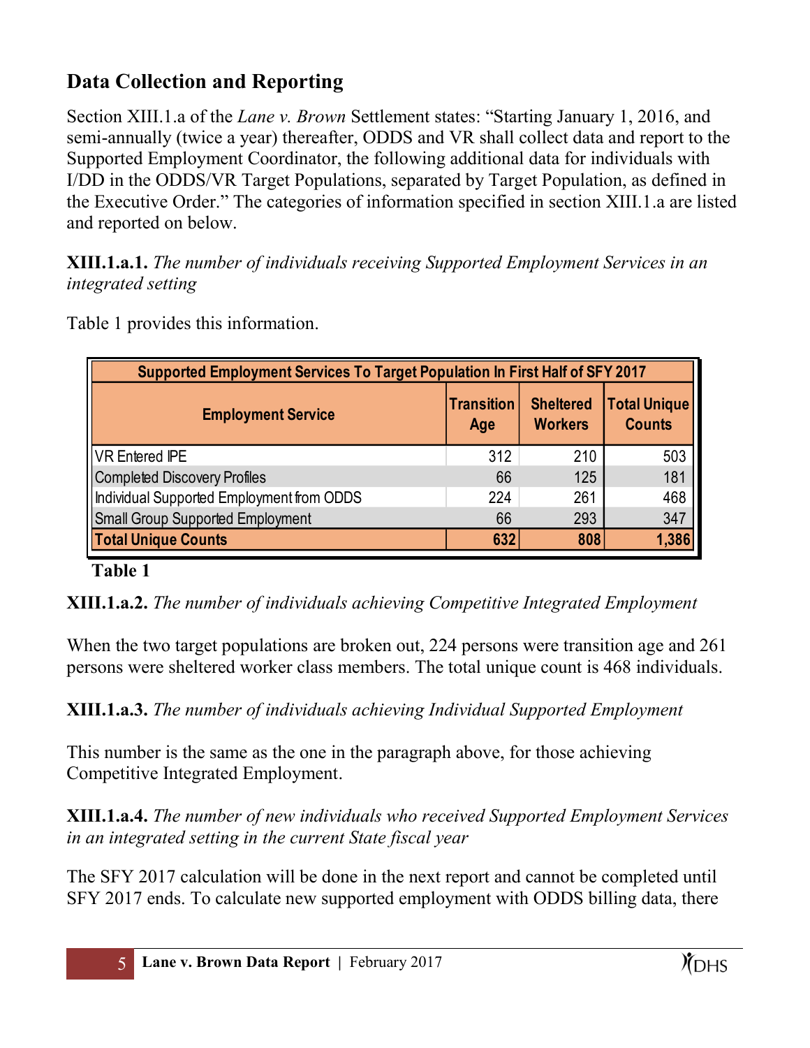## Data Collection and Reporting

Section XIII.1.a of the *Lane v. Brown* Settlement states: "Starting January 1, 2016, and semi-annually (twice a year) thereafter, ODDS and VR shall collect data and report to the Supported Employment Coordinator, the following additional data for individuals with I/DD in the ODDS/VR Target Populations, separated by Target Population, as defined in the Executive Order." The categories of information specified in section XIII.1.a are listed and reported on below.

**XIII.1.a.1.** *The number of individuals receiving Supported Employment Services in an integrated setting*

Table 1 provides this information.

| Supported Employment Services To Target Population In First Half of SFY 2017 | | | |
|---|---|---|---|
| **Employment Service** | **Transition Age** | **Sheltered Workers** | **Total Unique Counts** |
| VR Entered IPE | 312 | 210 | 503 |
| Completed Discovery Profiles | 66 | 125 | 181 |
| Individual Supported Employment from ODDS | 224 | 261 | 468 |
| Small Group Supported Employment | 66 | 293 | 347 |
| **Total Unique Counts** | **632** | **808** | **1,386** |

**Table 1**

**XIII.1.a.2.** *The number of individuals achieving Competitive Integrated Employment*

When the two target populations are broken out, 224 persons were transition age and 261 persons were sheltered worker class members. The total unique count is 468 individuals.

**XIII.1.a.3.** *The number of individuals achieving Individual Supported Employment*

This number is the same as the one in the paragraph above, for those achieving Competitive Integrated Employment.

**XIII.1.a.4.** *The number of new individuals who received Supported Employment Services in an integrated setting in the current State fiscal year*

The SFY 2017 calculation will be done in the next report and cannot be completed until SFY 2017 ends. To calculate new supported employment with ODDS billing data, there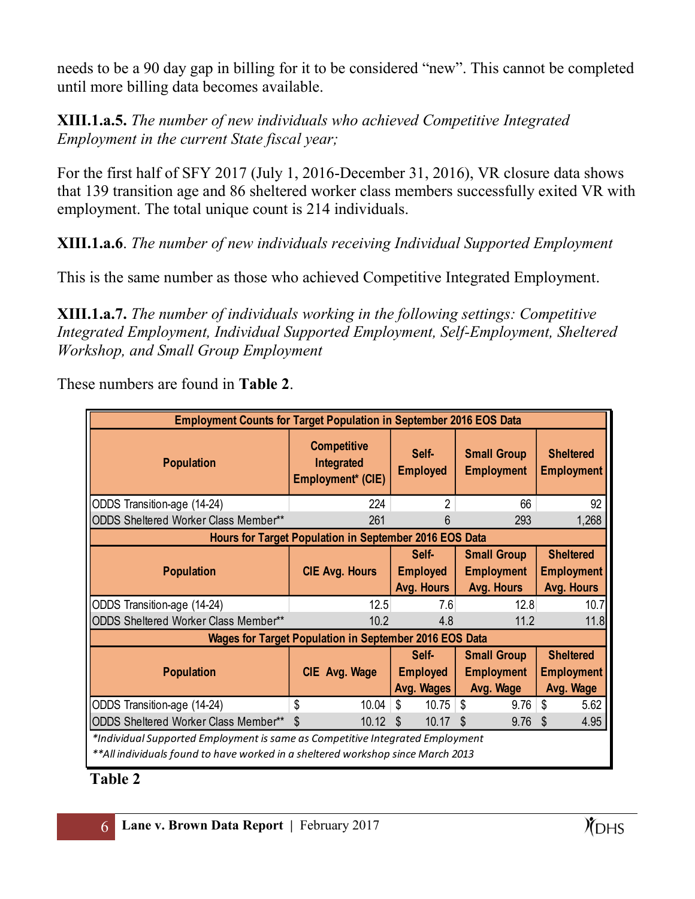needs to be a 90 day gap in billing for it to be considered "new". This cannot be completed until more billing data becomes available.

**XIII.1.a.5.** *The number of new individuals who achieved Competitive Integrated Employment in the current State fiscal year;*

For the first half of SFY 2017 (July 1, 2016-December 31, 2016), VR closure data shows that 139 transition age and 86 sheltered worker class members successfully exited VR with employment. The total unique count is 214 individuals.

**XIII.1.a.6**. *The number of new individuals receiving Individual Supported Employment*

This is the same number as those who achieved Competitive Integrated Employment.

**XIII.1.a.7.** *The number of individuals working in the following settings: Competitive Integrated Employment, Individual Supported Employment, Self-Employment, Sheltered Workshop, and Small Group Employment*

These numbers are found in **Table 2**.

| Employment Counts for Target Population in September 2016 EOS Data | | | | |
|---|---|---|---|---|
| **Population** | **Competitive Integrated Employment* (CIE)** | **Self-Employed** | **Small Group Employment** | **Sheltered Employment** |
| ODDS Transition-age (14-24) | 224 | 2 | 66 | 92 |
| ODDS Sheltered Worker Class Member** | 261 | 6 | 293 | 1,268 |
| **Hours for Target Population in September 2016 EOS Data** | | | | |
| **Population** | **CIE Avg. Hours** | **Self-Employed Avg. Hours** | **Small Group Employment Avg. Hours** | **Sheltered Employment Avg. Hours** |
| ODDS Transition-age (14-24) | 12.5 | 7.6 | 12.8 | 10.7 |
| ODDS Sheltered Worker Class Member** | 10.2 | 4.8 | 11.2 | 11.8 |
| **Wages for Target Population in September 2016 EOS Data** | | | | |
| **Population** | **CIE Avg. Wage** | **Self-Employed Avg. Wages** | **Small Group Employment Avg. Wage** | **Sheltered Employment Avg. Wage** |
| ODDS Transition-age (14-24) | $ 10.04 | $ 10.75 | $ 9.76 | $ 5.62 |
| ODDS Sheltered Worker Class Member** | $ 10.12 | $ 10.17 | $ 9.76 | $ 4.95 |

*\*Individual Supported Employment is same as Competitive Integrated Employment*

*\*\*All individuals found to have worked in a sheltered workshop since March 2013*

**Table 2**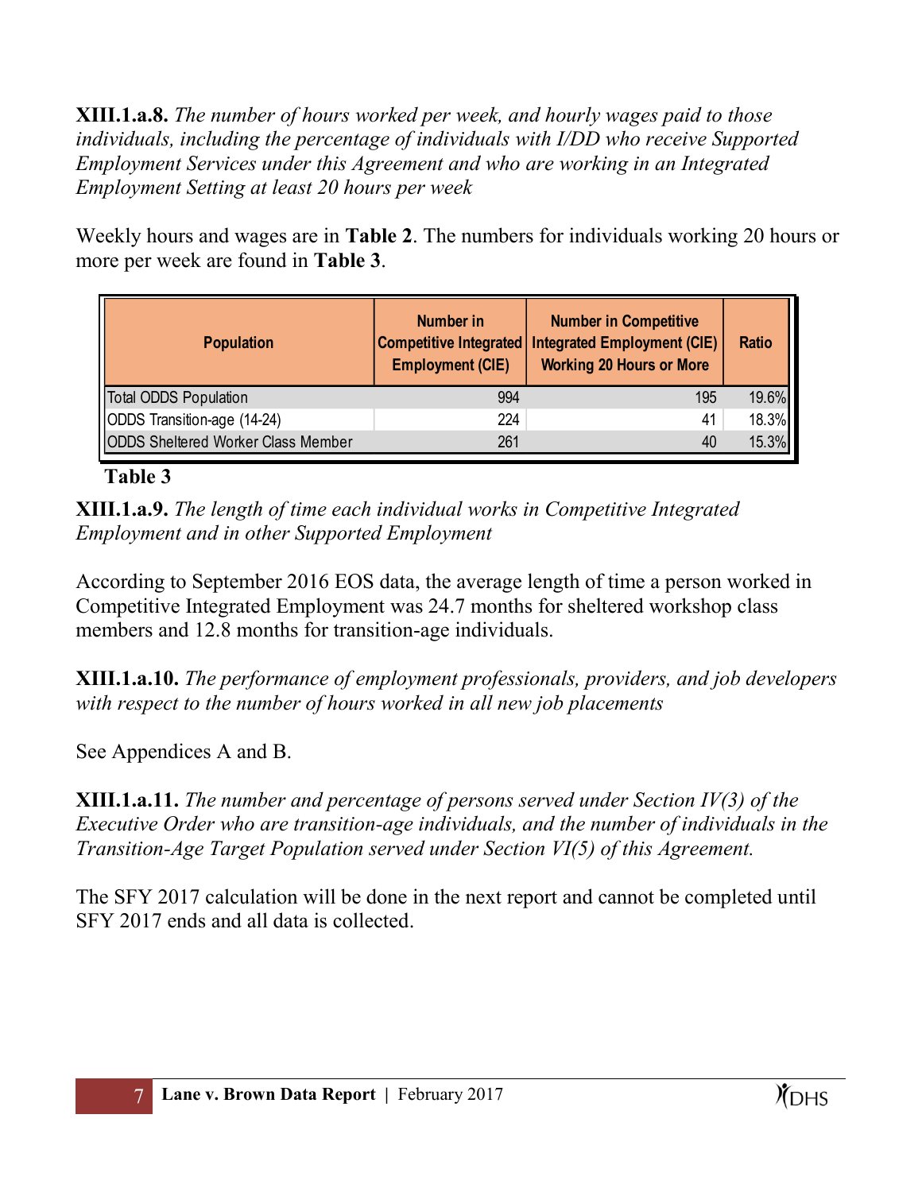**XIII.1.a.8.** *The number of hours worked per week, and hourly wages paid to those individuals, including the percentage of individuals with I/DD who receive Supported Employment Services under this Agreement and who are working in an Integrated Employment Setting at least 20 hours per week*

Weekly hours and wages are in **Table 2**. The numbers for individuals working 20 hours or more per week are found in **Table 3**.

| Population | Number in Competitive Integrated Employment (CIE) | Number in Competitive Integrated Employment (CIE) Working 20 Hours or More | Ratio |
|---|---|---|---|
| Total ODDS Population | 994 | 195 | 19.6% |
| ODDS Transition-age (14-24) | 224 | 41 | 18.3% |
| ODDS Sheltered Worker Class Member | 261 | 40 | 15.3% |

**Table 3**

**XIII.1.a.9.** *The length of time each individual works in Competitive Integrated Employment and in other Supported Employment*

According to September 2016 EOS data, the average length of time a person worked in Competitive Integrated Employment was 24.7 months for sheltered workshop class members and 12.8 months for transition-age individuals.

**XIII.1.a.10.** *The performance of employment professionals, providers, and job developers with respect to the number of hours worked in all new job placements*

See Appendices A and B.

**XIII.1.a.11.** *The number and percentage of persons served under Section IV(3) of the Executive Order who are transition-age individuals, and the number of individuals in the Transition-Age Target Population served under Section VI(5) of this Agreement.*

The SFY 2017 calculation will be done in the next report and cannot be completed until SFY 2017 ends and all data is collected.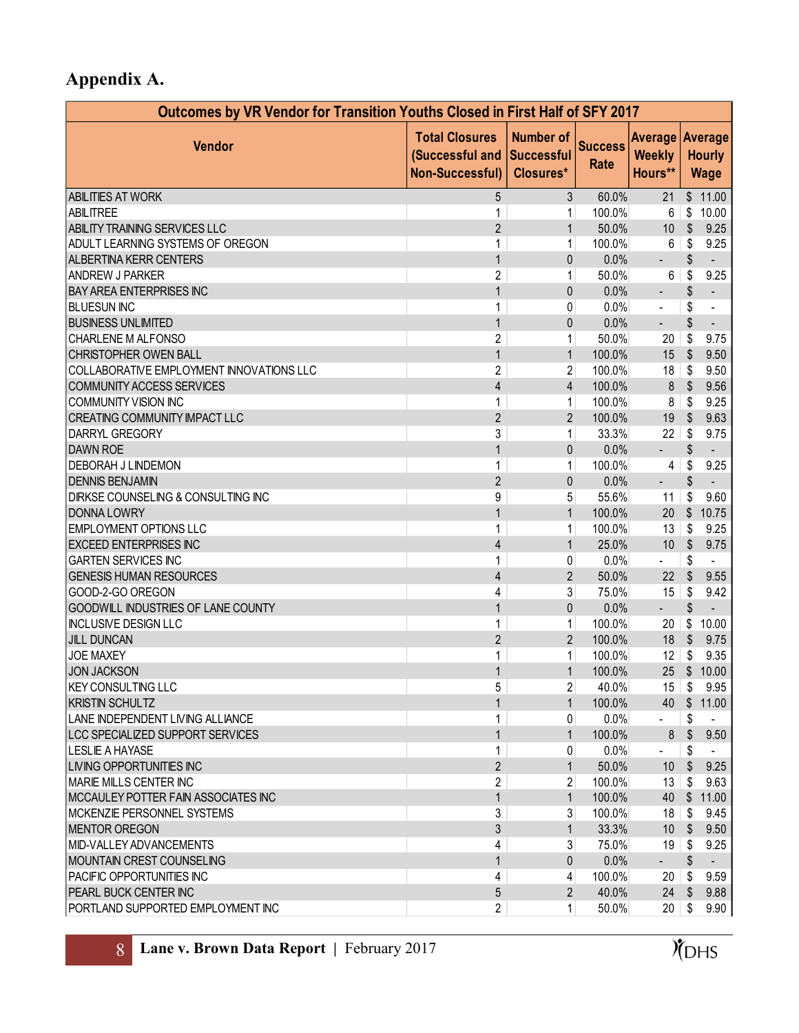# Appendix A.

| Outcomes by VR Vendor for Transition Youths Closed in First Half of SFY 2017 | | | | | |
|---|---|---|---|---|---|
| Vendor | Total Closures (Successful and Non-Successful) | Number of Successful Closures* | Success Rate | Average Weekly Hours** | Average Hourly Wage |
| ABILITIES AT WORK | 5 | 3 | 60.0% | 21 | $ 11.00 |
| ABILITREE | 1 | 1 | 100.0% | 6 | $ 10.00 |
| ABILITY TRAINING SERVICES LLC | 2 | 1 | 50.0% | 10 | $ 9.25 |
| ADULT LEARNING SYSTEMS OF OREGON | 1 | 1 | 100.0% | 6 | $ 9.25 |
| ALBERTINA KERR CENTERS | 1 | 0 | 0.0% | - | $ - |
| ANDREW J PARKER | 2 | 1 | 50.0% | 6 | $ 9.25 |
| BAY AREA ENTERPRISES INC | 1 | 0 | 0.0% | - | $ - |
| BLUESUN INC | 1 | 0 | 0.0% | - | $ - |
| BUSINESS UNLIMITED | 1 | 0 | 0.0% | - | $ - |
| CHARLENE M ALFONSO | 2 | 1 | 50.0% | 20 | $ 9.75 |
| CHRISTOPHER OWEN BALL | 1 | 1 | 100.0% | 15 | $ 9.50 |
| COLLABORATIVE EMPLOYMENT INNOVATIONS LLC | 2 | 2 | 100.0% | 18 | $ 9.50 |
| COMMUNITY ACCESS SERVICES | 4 | 4 | 100.0% | 8 | $ 9.56 |
| COMMUNITY VISION INC | 1 | 1 | 100.0% | 8 | $ 9.25 |
| CREATING COMMUNITY IMPACT LLC | 2 | 2 | 100.0% | 19 | $ 9.63 |
| DARRYL GREGORY | 3 | 1 | 33.3% | 22 | $ 9.75 |
| DAWN ROE | 1 | 0 | 0.0% | - | $ - |
| DEBORAH J LINDEMON | 1 | 1 | 100.0% | 4 | $ 9.25 |
| DENNIS BENJAMIN | 2 | 0 | 0.0% | - | $ - |
| DIRKSE COUNSELING & CONSULTING INC | 9 | 5 | 55.6% | 11 | $ 9.60 |
| DONNA LOWRY | 1 | 1 | 100.0% | 20 | $ 10.75 |
| EMPLOYMENT OPTIONS LLC | 1 | 1 | 100.0% | 13 | $ 9.25 |
| EXCEED ENTERPRISES INC | 4 | 1 | 25.0% | 10 | $ 9.75 |
| GARTEN SERVICES INC | 1 | 0 | 0.0% | - | $ - |
| GENESIS HUMAN RESOURCES | 4 | 2 | 50.0% | 22 | $ 9.55 |
| GOOD-2-GO OREGON | 4 | 3 | 75.0% | 15 | $ 9.42 |
| GOODWILL INDUSTRIES OF LANE COUNTY | 1 | 0 | 0.0% | - | $ - |
| INCLUSIVE DESIGN LLC | 1 | 1 | 100.0% | 20 | $ 10.00 |
| JILL DUNCAN | 2 | 2 | 100.0% | 18 | $ 9.75 |
| JOE MAXEY | 1 | 1 | 100.0% | 12 | $ 9.35 |
| JON JACKSON | 1 | 1 | 100.0% | 25 | $ 10.00 |
| KEY CONSULTING LLC | 5 | 2 | 40.0% | 15 | $ 9.95 |
| KRISTIN SCHULTZ | 1 | 1 | 100.0% | 40 | $ 11.00 |
| LANE INDEPENDENT LIVING ALLIANCE | 1 | 0 | 0.0% | - | $ - |
| LCC SPECIALIZED SUPPORT SERVICES | 1 | 1 | 100.0% | 8 | $ 9.50 |
| LESLIE A HAYASE | 1 | 0 | 0.0% | - | $ - |
| LIVING OPPORTUNITIES INC | 2 | 1 | 50.0% | 10 | $ 9.25 |
| MARIE MILLS CENTER INC | 2 | 2 | 100.0% | 13 | $ 9.63 |
| MCCAULEY POTTER FAIN ASSOCIATES INC | 1 | 1 | 100.0% | 40 | $ 11.00 |
| MCKENZIE PERSONNEL SYSTEMS | 3 | 3 | 100.0% | 18 | $ 9.45 |
| MENTOR OREGON | 3 | 1 | 33.3% | 10 | $ 9.50 |
| MID-VALLEY ADVANCEMENTS | 4 | 3 | 75.0% | 19 | $ 9.25 |
| MOUNTAIN CREST COUNSELING | 1 | 0 | 0.0% | - | $ - |
| PACIFIC OPPORTUNITIES INC | 4 | 4 | 100.0% | 20 | $ 9.59 |
| PEARL BUCK CENTER INC | 5 | 2 | 40.0% | 24 | $ 9.88 |
| PORTLAND SUPPORTED EMPLOYMENT INC | 2 | 1 | 50.0% | 20 | $ 9.90 |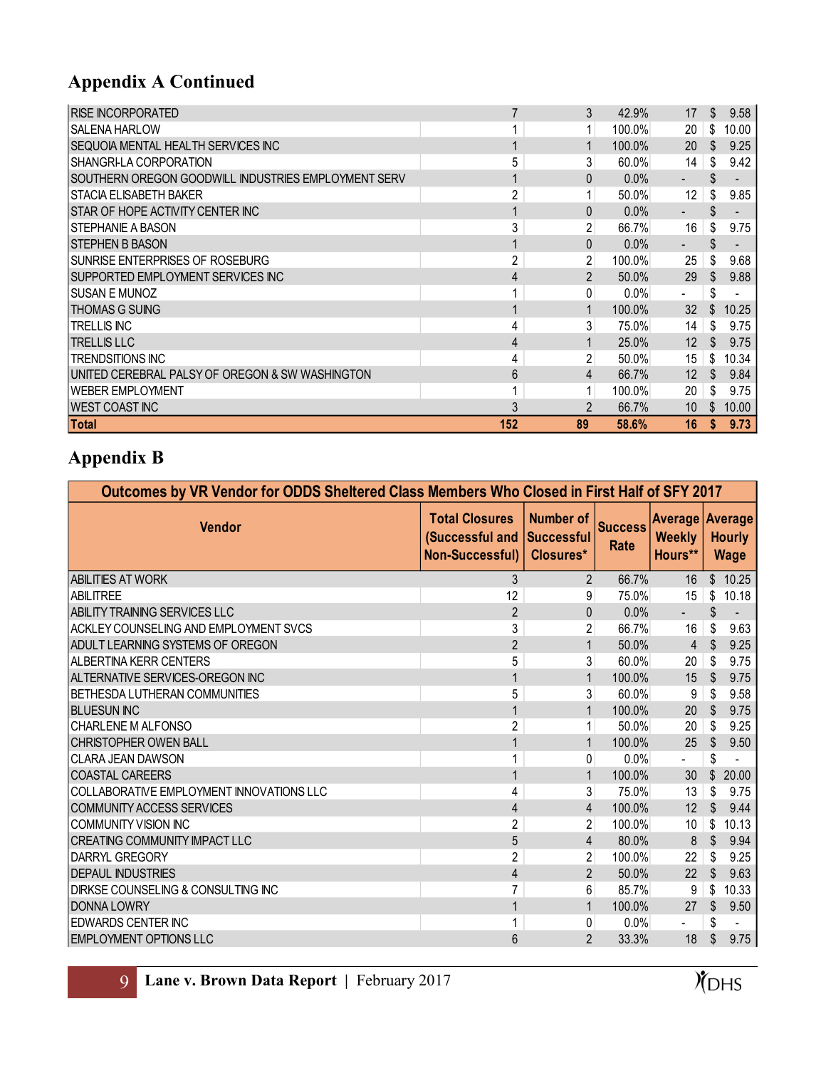## Appendix A Continued

| | | | | | |
|---|---|---|---|---|---|
| RISE INCORPORATED | 7 | 3 | 42.9% | 17 | $ 9.58 |
| SALENA HARLOW | 1 | 1 | 100.0% | 20 | $ 10.00 |
| SEQUOIA MENTAL HEALTH SERVICES INC | 1 | 1 | 100.0% | 20 | $ 9.25 |
| SHANGRI-LA CORPORATION | 5 | 3 | 60.0% | 14 | $ 9.42 |
| SOUTHERN OREGON GOODWILL INDUSTRIES EMPLOYMENT SERV | 1 | 0 | 0.0% | - | $ - |
| STACIA ELISABETH BAKER | 2 | 1 | 50.0% | 12 | $ 9.85 |
| STAR OF HOPE ACTIVITY CENTER INC | 1 | 0 | 0.0% | - | $ - |
| STEPHANIE A BASON | 3 | 2 | 66.7% | 16 | $ 9.75 |
| STEPHEN B BASON | 1 | 0 | 0.0% | - | $ - |
| SUNRISE ENTERPRISES OF ROSEBURG | 2 | 2 | 100.0% | 25 | $ 9.68 |
| SUPPORTED EMPLOYMENT SERVICES INC | 4 | 2 | 50.0% | 29 | $ 9.88 |
| SUSAN E MUNOZ | 1 | 0 | 0.0% | - | $ - |
| THOMAS G SUING | 1 | 1 | 100.0% | 32 | $ 10.25 |
| TRELLIS INC | 4 | 3 | 75.0% | 14 | $ 9.75 |
| TRELLIS LLC | 4 | 1 | 25.0% | 12 | $ 9.75 |
| TRENDSITIONS INC | 4 | 2 | 50.0% | 15 | $ 10.34 |
| UNITED CEREBRAL PALSY OF OREGON & SW WASHINGTON | 6 | 4 | 66.7% | 12 | $ 9.84 |
| WEBER EMPLOYMENT | 1 | 1 | 100.0% | 20 | $ 9.75 |
| WEST COAST INC | 3 | 2 | 66.7% | 10 | $ 10.00 |
| **Total** | **152** | **89** | **58.6%** | **16** | **$ 9.73** |

## Appendix B

**Outcomes by VR Vendor for ODDS Sheltered Class Members Who Closed in First Half of SFY 2017**

| Vendor | Total Closures (Successful and Non-Successful) | Number of Successful Closures* | Success Rate | Average Weekly Hours** | Average Hourly Wage |
|---|---|---|---|---|---|
| ABILITIES AT WORK | 3 | 2 | 66.7% | 16 | $ 10.25 |
| ABILITREE | 12 | 9 | 75.0% | 15 | $ 10.18 |
| ABILITY TRAINING SERVICES LLC | 2 | 0 | 0.0% | - | $ - |
| ACKLEY COUNSELING AND EMPLOYMENT SVCS | 3 | 2 | 66.7% | 16 | $ 9.63 |
| ADULT LEARNING SYSTEMS OF OREGON | 2 | 1 | 50.0% | 4 | $ 9.25 |
| ALBERTINA KERR CENTERS | 5 | 3 | 60.0% | 20 | $ 9.75 |
| ALTERNATIVE SERVICES-OREGON INC | 1 | 1 | 100.0% | 15 | $ 9.75 |
| BETHESDA LUTHERAN COMMUNITIES | 5 | 3 | 60.0% | 9 | $ 9.58 |
| BLUESUN INC | 1 | 1 | 100.0% | 20 | $ 9.75 |
| CHARLENE M ALFONSO | 2 | 1 | 50.0% | 20 | $ 9.25 |
| CHRISTOPHER OWEN BALL | 1 | 1 | 100.0% | 25 | $ 9.50 |
| CLARA JEAN DAWSON | 1 | 0 | 0.0% | - | $ - |
| COASTAL CAREERS | 1 | 1 | 100.0% | 30 | $ 20.00 |
| COLLABORATIVE EMPLOYMENT INNOVATIONS LLC | 4 | 3 | 75.0% | 13 | $ 9.75 |
| COMMUNITY ACCESS SERVICES | 4 | 4 | 100.0% | 12 | $ 9.44 |
| COMMUNITY VISION INC | 2 | 2 | 100.0% | 10 | $ 10.13 |
| CREATING COMMUNITY IMPACT LLC | 5 | 4 | 80.0% | 8 | $ 9.94 |
| DARRYL GREGORY | 2 | 2 | 100.0% | 22 | $ 9.25 |
| DEPAUL INDUSTRIES | 4 | 2 | 50.0% | 22 | $ 9.63 |
| DIRKSE COUNSELING & CONSULTING INC | 7 | 6 | 85.7% | 9 | $ 10.33 |
| DONNA LOWRY | 1 | 1 | 100.0% | 27 | $ 9.50 |
| EDWARDS CENTER INC | 1 | 0 | 0.0% | - | $ - |
| EMPLOYMENT OPTIONS LLC | 6 | 2 | 33.3% | 18 | $ 9.75 |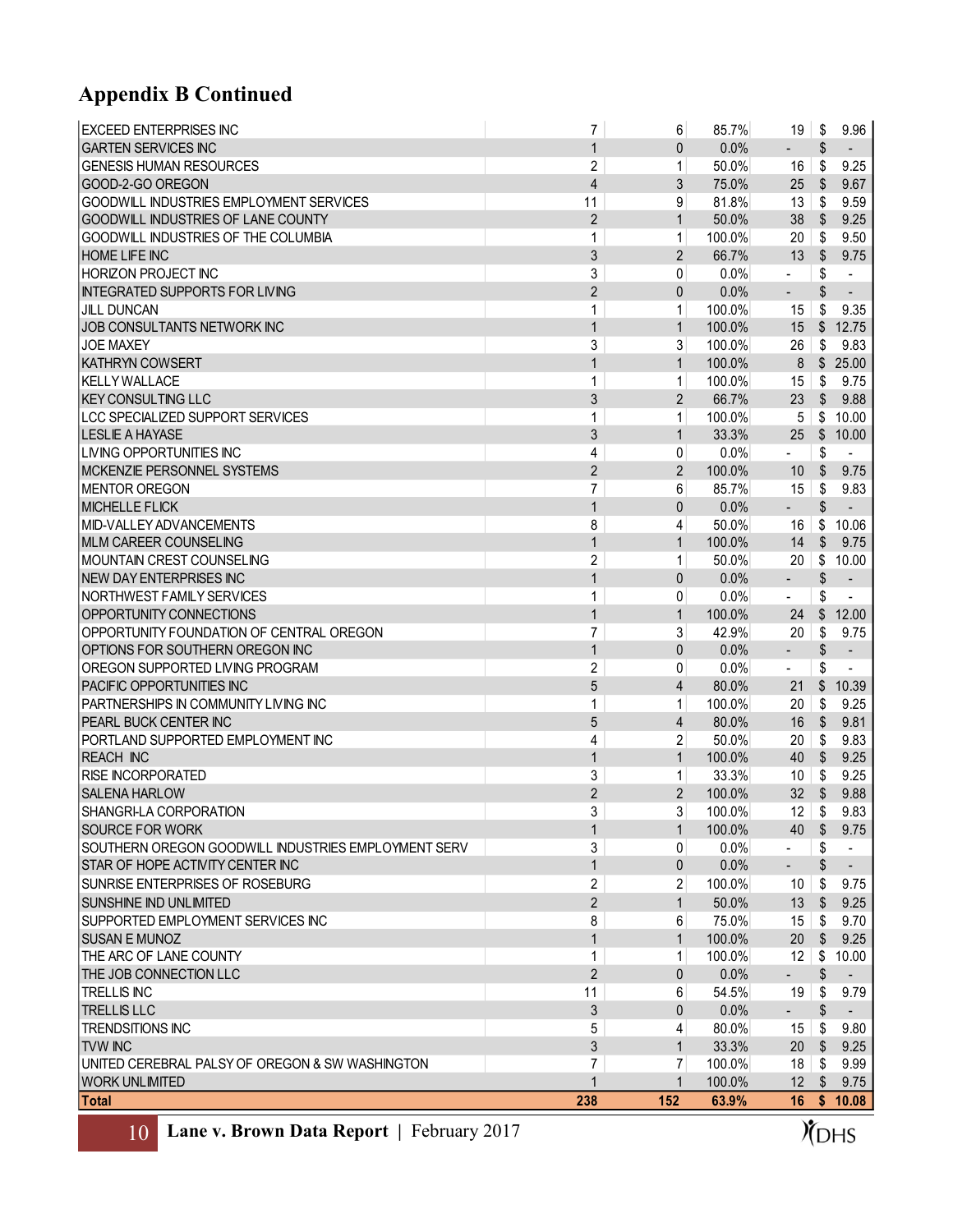## Appendix B Continued

| | | | | | |
|---|---|---|---|---|---|
| EXCEED ENTERPRISES INC | 7 | 6 | 85.7% | 19 | $ 9.96 |
| GARTEN SERVICES INC | 1 | 0 | 0.0% | - | $ - |
| GENESIS HUMAN RESOURCES | 2 | 1 | 50.0% | 16 | $ 9.25 |
| GOOD-2-GO OREGON | 4 | 3 | 75.0% | 25 | $ 9.67 |
| GOODWILL INDUSTRIES EMPLOYMENT SERVICES | 11 | 9 | 81.8% | 13 | $ 9.59 |
| GOODWILL INDUSTRIES OF LANE COUNTY | 2 | 1 | 50.0% | 38 | $ 9.25 |
| GOODWILL INDUSTRIES OF THE COLUMBIA | 1 | 1 | 100.0% | 20 | $ 9.50 |
| HOME LIFE INC | 3 | 2 | 66.7% | 13 | $ 9.75 |
| HORIZON PROJECT INC | 3 | 0 | 0.0% | - | $ - |
| INTEGRATED SUPPORTS FOR LIVING | 2 | 0 | 0.0% | - | $ - |
| JILL DUNCAN | 1 | 1 | 100.0% | 15 | $ 9.35 |
| JOB CONSULTANTS NETWORK INC | 1 | 1 | 100.0% | 15 | $ 12.75 |
| JOE MAXEY | 3 | 3 | 100.0% | 26 | $ 9.83 |
| KATHRYN COWSERT | 1 | 1 | 100.0% | 8 | $ 25.00 |
| KELLY WALLACE | 1 | 1 | 100.0% | 15 | $ 9.75 |
| KEY CONSULTING LLC | 3 | 2 | 66.7% | 23 | $ 9.88 |
| LCC SPECIALIZED SUPPORT SERVICES | 1 | 1 | 100.0% | 5 | $ 10.00 |
| LESLIE A HAYASE | 3 | 1 | 33.3% | 25 | $ 10.00 |
| LIVING OPPORTUNITIES INC | 4 | 0 | 0.0% | - | $ - |
| MCKENZIE PERSONNEL SYSTEMS | 2 | 2 | 100.0% | 10 | $ 9.75 |
| MENTOR OREGON | 7 | 6 | 85.7% | 15 | $ 9.83 |
| MICHELLE FLICK | 1 | 0 | 0.0% | - | $ - |
| MID-VALLEY ADVANCEMENTS | 8 | 4 | 50.0% | 16 | $ 10.06 |
| MLM CAREER COUNSELING | 1 | 1 | 100.0% | 14 | $ 9.75 |
| MOUNTAIN CREST COUNSELING | 2 | 1 | 50.0% | 20 | $ 10.00 |
| NEW DAY ENTERPRISES INC | 1 | 0 | 0.0% | - | $ - |
| NORTHWEST FAMILY SERVICES | 1 | 0 | 0.0% | - | $ - |
| OPPORTUNITY CONNECTIONS | 1 | 1 | 100.0% | 24 | $ 12.00 |
| OPPORTUNITY FOUNDATION OF CENTRAL OREGON | 7 | 3 | 42.9% | 20 | $ 9.75 |
| OPTIONS FOR SOUTHERN OREGON INC | 1 | 0 | 0.0% | - | $ - |
| OREGON SUPPORTED LIVING PROGRAM | 2 | 0 | 0.0% | - | $ - |
| PACIFIC OPPORTUNITIES INC | 5 | 4 | 80.0% | 21 | $ 10.39 |
| PARTNERSHIPS IN COMMUNITY LIVING INC | 1 | 1 | 100.0% | 20 | $ 9.25 |
| PEARL BUCK CENTER INC | 5 | 4 | 80.0% | 16 | $ 9.81 |
| PORTLAND SUPPORTED EMPLOYMENT INC | 4 | 2 | 50.0% | 20 | $ 9.83 |
| REACH INC | 1 | 1 | 100.0% | 40 | $ 9.25 |
| RISE INCORPORATED | 3 | 1 | 33.3% | 10 | $ 9.25 |
| SALENA HARLOW | 2 | 2 | 100.0% | 32 | $ 9.88 |
| SHANGRI-LA CORPORATION | 3 | 3 | 100.0% | 12 | $ 9.83 |
| SOURCE FOR WORK | 1 | 1 | 100.0% | 40 | $ 9.75 |
| SOUTHERN OREGON GOODWILL INDUSTRIES EMPLOYMENT SERV | 3 | 0 | 0.0% | - | $ - |
| STAR OF HOPE ACTIVITY CENTER INC | 1 | 0 | 0.0% | - | $ - |
| SUNRISE ENTERPRISES OF ROSEBURG | 2 | 2 | 100.0% | 10 | $ 9.75 |
| SUNSHINE IND UNLIMITED | 2 | 1 | 50.0% | 13 | $ 9.25 |
| SUPPORTED EMPLOYMENT SERVICES INC | 8 | 6 | 75.0% | 15 | $ 9.70 |
| SUSAN E MUNOZ | 1 | 1 | 100.0% | 20 | $ 9.25 |
| THE ARC OF LANE COUNTY | 1 | 1 | 100.0% | 12 | $ 10.00 |
| THE JOB CONNECTION LLC | 2 | 0 | 0.0% | - | $ - |
| TRELLIS INC | 11 | 6 | 54.5% | 19 | $ 9.79 |
| TRELLIS LLC | 3 | 0 | 0.0% | - | $ - |
| TRENDSITIONS INC | 5 | 4 | 80.0% | 15 | $ 9.80 |
| TVW INC | 3 | 1 | 33.3% | 20 | $ 9.25 |
| UNITED CEREBRAL PALSY OF OREGON & SW WASHINGTON | 7 | 7 | 100.0% | 18 | $ 9.99 |
| WORK UNLIMITED | 1 | 1 | 100.0% | 12 | $ 9.75 |
| **Total** | **238** | **152** | **63.9%** | **16** | **$ 10.08** |